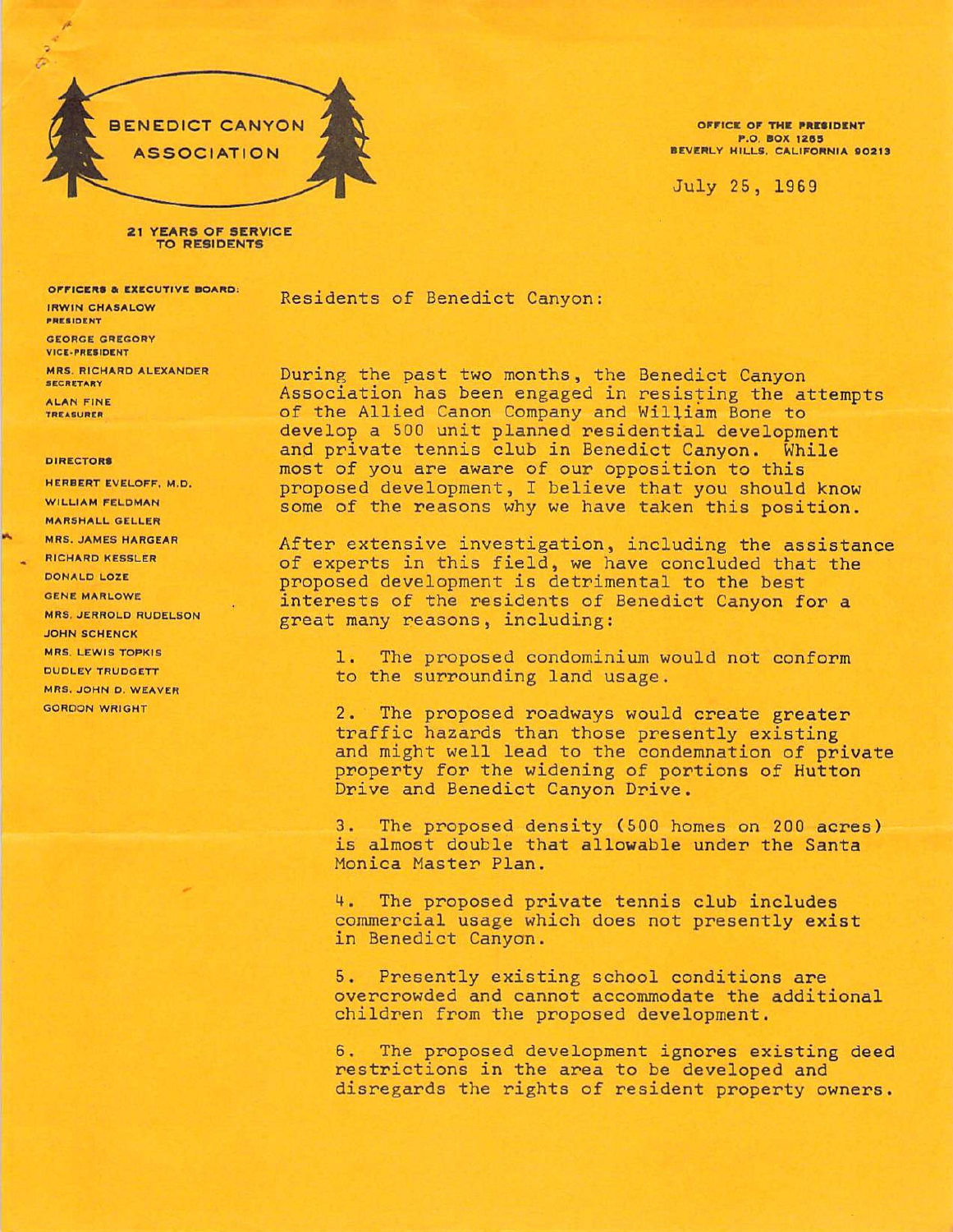# BENEDICT CANYON ASSOCIATION

21 YEARS OF SERVICE TO RESIDENTS

OFFICE OF THE PRESIDENT
P.O. BOX 1265
BEVERLY HILLS, CALIFORNIA 90213

July 25, 1969

**OFFICERS & EXECUTIVE BOARD:**

IRWIN CHASALOW
PRESIDENT

GEORGE GREGORY
VICE-PRESIDENT

MRS. RICHARD ALEXANDER
SECRETARY

ALAN FINE
TREASURER

**DIRECTORS**

HERBERT EVELOFF, M.D.
WILLIAM FELDMAN
MARSHALL GELLER
MRS. JAMES HARGEAR
RICHARD KESSLER
DONALD LOZE
GENE MARLOWE
MRS. JERROLD RUDELSON
JOHN SCHENCK
MRS. LEWIS TOPKIS
DUDLEY TRUDGETT
MRS. JOHN D. WEAVER
GORDON WRIGHT

Residents of Benedict Canyon:

During the past two months, the Benedict Canyon Association has been engaged in resisting the attempts of the Allied Canon Company and William Bone to develop a 500 unit planned residential development and private tennis club in Benedict Canyon. While most of you are aware of our opposition to this proposed development, I believe that you should know some of the reasons why we have taken this position.

After extensive investigation, including the assistance of experts in this field, we have concluded that the proposed development is detrimental to the best interests of the residents of Benedict Canyon for a great many reasons, including:

1. The proposed condominium would not conform to the surrounding land usage.

2. The proposed roadways would create greater traffic hazards than those presently existing and might well lead to the condemnation of private property for the widening of portions of Hutton Drive and Benedict Canyon Drive.

3. The proposed density (500 homes on 200 acres) is almost double that allowable under the Santa Monica Master Plan.

4. The proposed private tennis club includes commercial usage which does not presently exist in Benedict Canyon.

5. Presently existing school conditions are overcrowded and cannot accommodate the additional children from the proposed development.

6. The proposed development ignores existing deed restrictions in the area to be developed and disregards the rights of resident property owners.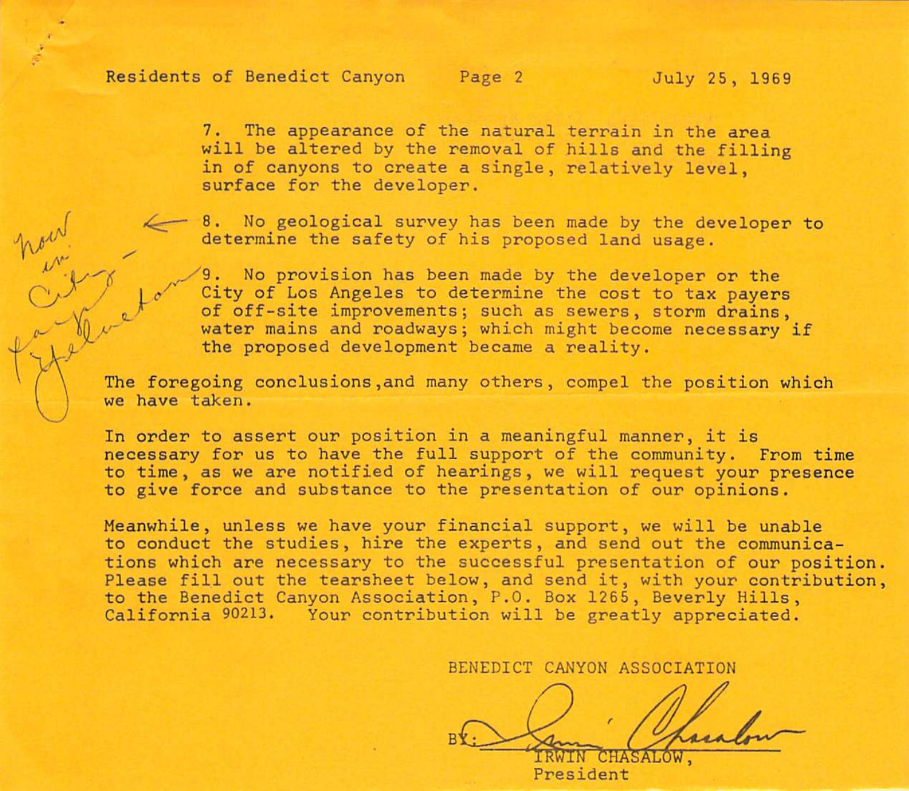7. The appearance of the natural terrain in the area will be altered by the removal of hills and the filling in of canyons to create a single, relatively level, surface for the developer.

8. No geological survey has been made by the developer to determine the safety of his proposed land usage.

9. No provision has been made by the developer or the City of Los Angeles to determine the cost to tax payers of off-site improvements; such as sewers, storm drains, water mains and roadways; which might become necessary if the proposed development became a reality.

now in City - for evaluation

The foregoing conclusions,and many others, compel the position which we have taken.

In order to assert our position in a meaningful manner, it is necessary for us to have the full support of the community. From time to time, as we are notified of hearings, we will request your presence to give force and substance to the presentation of our opinions.

Meanwhile, unless we have your financial support, we will be unable to conduct the studies, hire the experts, and send out the communications which are necessary to the successful presentation of our position. Please fill out the tearsheet below, and send it, with your contribution, to the Benedict Canyon Association, P.O. Box 1265, Beverly Hills, California 90213. Your contribution will be greatly appreciated.

BENEDICT CANYON ASSOCIATION

BY: Irwin Chasalow

IRWIN CHASALOW,
President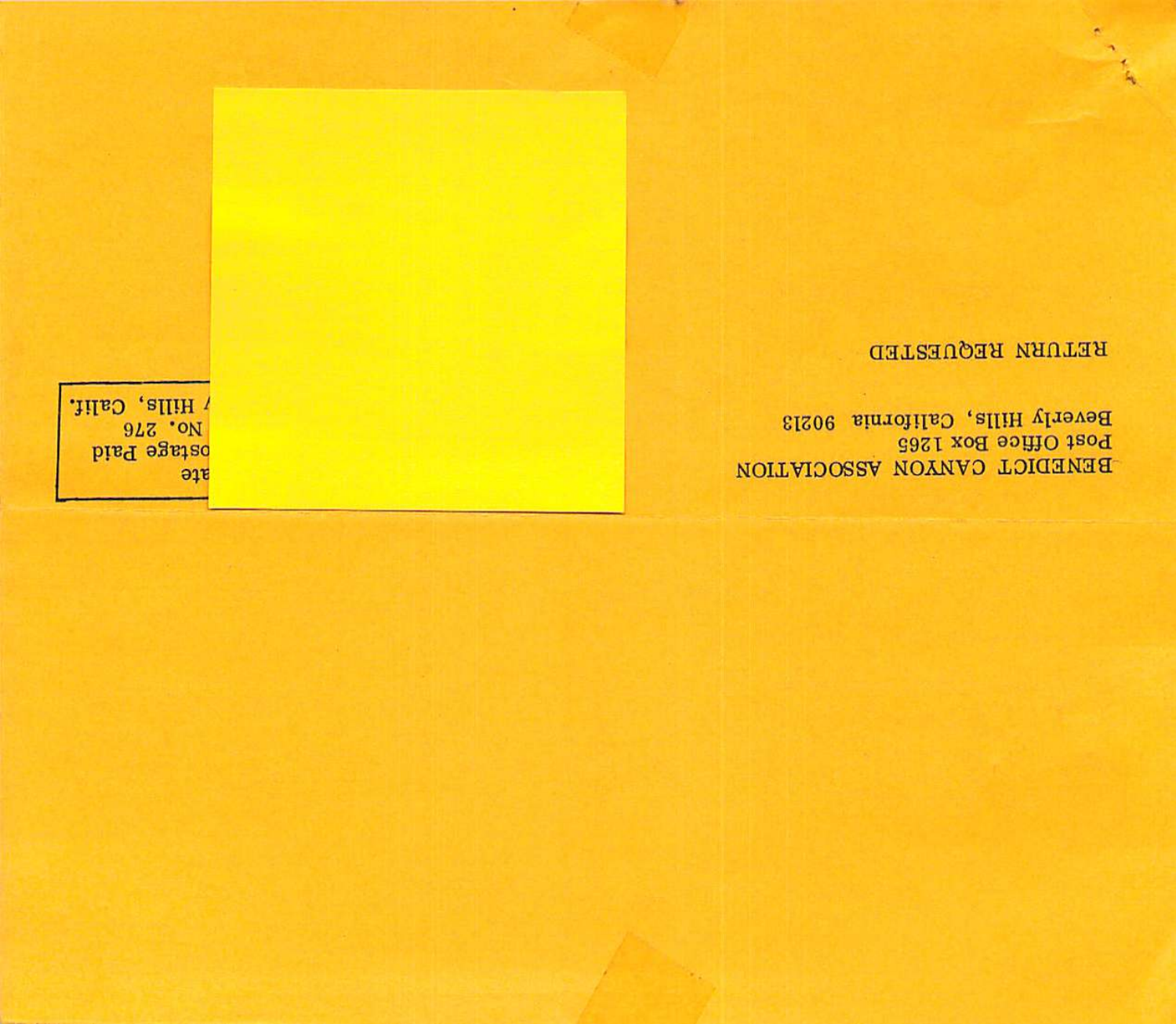BENEDICT CANYON ASSOCIATION
Post Office Box 1265
Beverly Hills, California 90213

RETURN REQUESTED

ate
ostage Paid
No. 276
Hills, Calif.